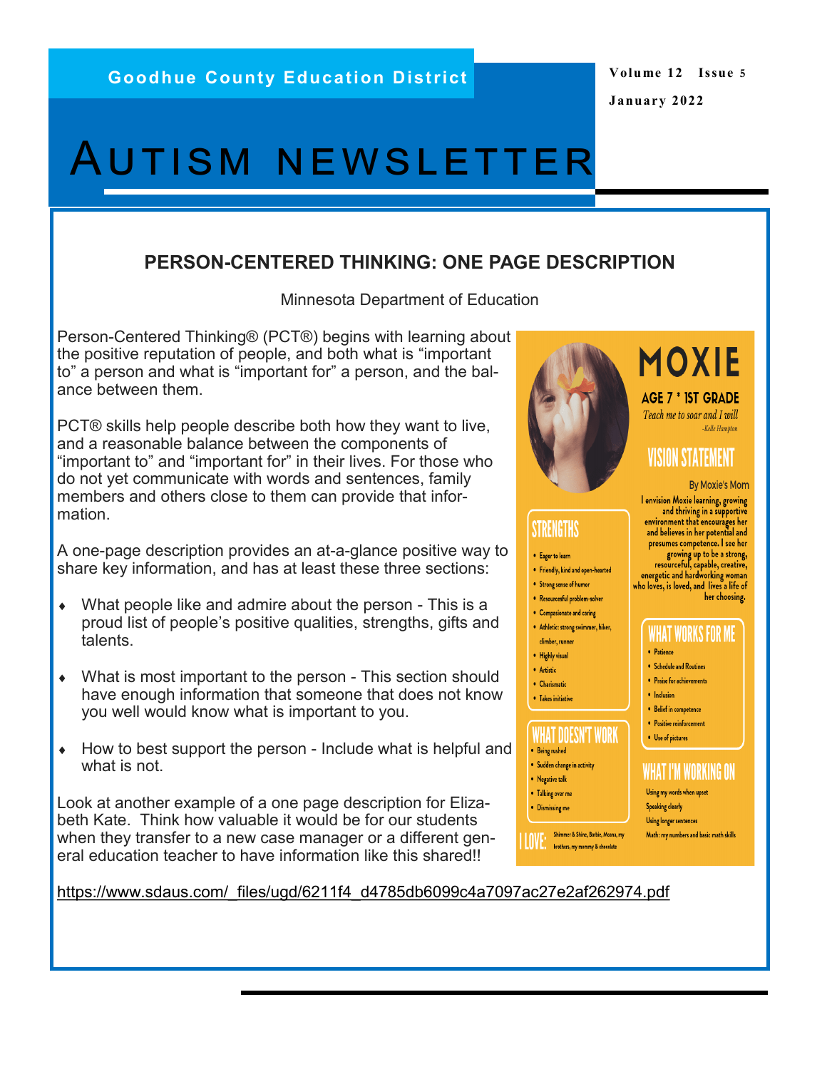Goodhue County Education District

Volume 12 Issue 5

January 2022

# AUTISM NEWSLETTER

## PERSON-CENTERED THINKING: ONE PAGE DESCRIPTION

Minnesota Department of Education

Person-Centered Thinking® (PCT®) begins with learning about the positive reputation of people, and both what is "important to" a person and what is "important for" a person, and the balance between them.

PCT® skills help people describe both how they want to live, and a reasonable balance between the components of "important to" and "important for" in their lives. For those who do not yet communicate with words and sentences, family members and others close to them can provide that information.

A one-page description provides an at-a-glance positive way to share key information, and has at least these three sections:

- What people like and admire about the person - This is a proud list of people's positive qualities, strengths, gifts and talents.
- What is most important to the person - This section should have enough information that someone that does not know you well would know what is important to you.
- How to best support the person - Include what is helpful and what is not.

Look at another example of a one page description for Elizabeth Kate. Think how valuable it would be for our students when they transfer to a new case manager or a different general education teacher to have information like this shared!!

### MOXIE

AGE 7 * 1ST GRADE

*Teach me to soar and I will* -Kelle Hampton

**VISION STATEMENT**

By Moxie's Mom

I envision Moxie learning, growing and thriving in a supportive environment that encourages her and believes in her potential and presumes competence. I see her growing up to be a strong, resourceful, capable, creative, energetic and hardworking woman who loves, is loved, and lives a life of her choosing.

**STRENGTHS**

- Eager to learn
- Friendly, kind and open-hearted
- Strong sense of humor
- Resourceful problem-solver
- Compassionate and caring
- Athletic: strong swimmer, hiker, climber, runner
- Highly visual
- Artistic
- Charismatic
- Takes initiative

**WHAT WORKS FOR ME**

- Patience
- Schedule and Routines
- Praise for achievements
- Inclusion
- Belief in competence
- Positive reinforcement
- Use of pictures

**WHAT DOESN'T WORK**

- Being rushed
- Sudden change in activity
- Negative talk
- Talking over me
- Dismissing me

**WHAT I'M WORKING ON**

Using my words when upset

Speaking clearly

Using longer sentences

Math: my numbers and basic math skills

**I LOVE:** Shimmer & Shine, Barbie, Moana, my brothers, my mommy & chocolate

https://www.sdaus.com/_files/ugd/6211f4_d4785db6099c4a7097ac27e2af262974.pdf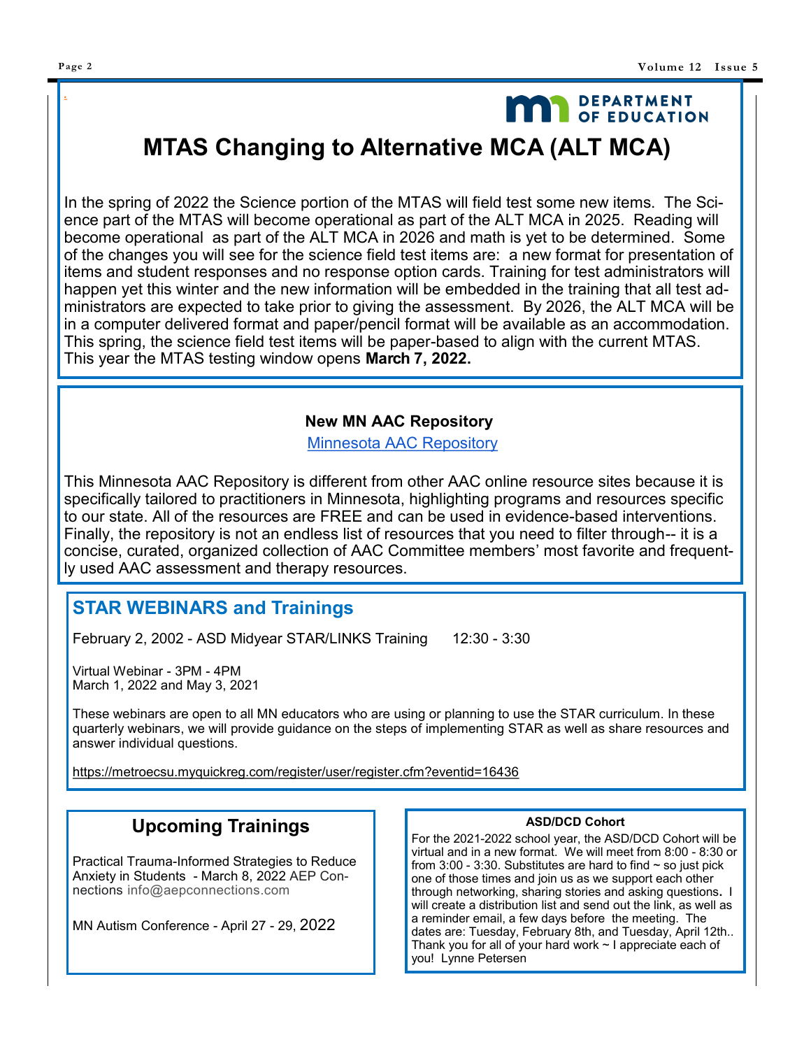MN DEPARTMENT OF EDUCATION

# MTAS Changing to Alternative MCA (ALT MCA)

In the spring of 2022 the Science portion of the MTAS will field test some new items. The Science part of the MTAS will become operational as part of the ALT MCA in 2025. Reading will become operational as part of the ALT MCA in 2026 and math is yet to be determined. Some of the changes you will see for the science field test items are: a new format for presentation of items and student responses and no response option cards. Training for test administrators will happen yet this winter and the new information will be embedded in the training that all test administrators are expected to take prior to giving the assessment. By 2026, the ALT MCA will be in a computer delivered format and paper/pencil format will be available as an accommodation. This spring, the science field test items will be paper-based to align with the current MTAS. This year the MTAS testing window opens **March 7, 2022.**

### New MN AAC Repository

Minnesota AAC Repository

This Minnesota AAC Repository is different from other AAC online resource sites because it is specifically tailored to practitioners in Minnesota, highlighting programs and resources specific to our state. All of the resources are FREE and can be used in evidence-based interventions. Finally, the repository is not an endless list of resources that you need to filter through-- it is a concise, curated, organized collection of AAC Committee members' most favorite and frequently used AAC assessment and therapy resources.

## STAR WEBINARS and Trainings

February 2, 2002 - ASD Midyear STAR/LINKS Training 12:30 - 3:30

Virtual Webinar - 3PM - 4PM
March 1, 2022 and May 3, 2021

These webinars are open to all MN educators who are using or planning to use the STAR curriculum. In these quarterly webinars, we will provide guidance on the steps of implementing STAR as well as share resources and answer individual questions.

https://metroecsu.myquickreg.com/register/user/register.cfm?eventid=16436

## Upcoming Trainings

Practical Trauma-Informed Strategies to Reduce Anxiety in Students - March 8, 2022 AEP Connections info@aepconnections.com

MN Autism Conference - April 27 - 29, 2022

### ASD/DCD Cohort

For the 2021-2022 school year, the ASD/DCD Cohort will be virtual and in a new format. We will meet from 8:00 - 8:30 or from 3:00 - 3:30. Substitutes are hard to find ~ so just pick one of those times and join us as we support each other through networking, sharing stories and asking questions. I will create a distribution list and send out the link, as well as a reminder email, a few days before the meeting. The dates are: Tuesday, February 8th, and Tuesday, April 12th.. Thank you for all of your hard work ~ I appreciate each of you! Lynne Petersen